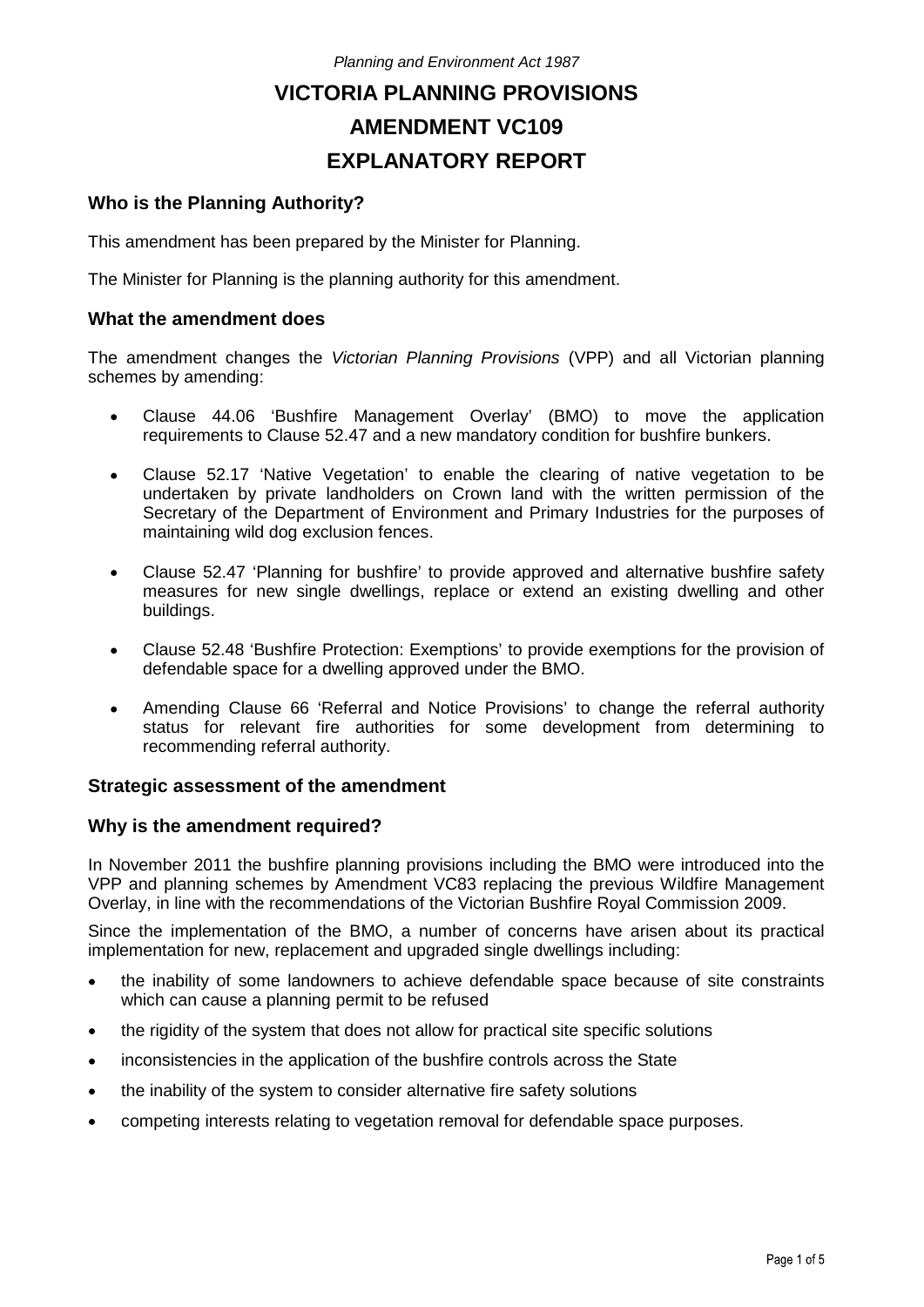*Planning and Environment Act 1987*

# VICTORIA PLANNING PROVISIONS
# AMENDMENT VC109
# EXPLANATORY REPORT

### Who is the Planning Authority?

This amendment has been prepared by the Minister for Planning.

The Minister for Planning is the planning authority for this amendment.

### What the amendment does

The amendment changes the *Victorian Planning Provisions* (VPP) and all Victorian planning schemes by amending:

- Clause 44.06 'Bushfire Management Overlay' (BMO) to move the application requirements to Clause 52.47 and a new mandatory condition for bushfire bunkers.
- Clause 52.17 'Native Vegetation' to enable the clearing of native vegetation to be undertaken by private landholders on Crown land with the written permission of the Secretary of the Department of Environment and Primary Industries for the purposes of maintaining wild dog exclusion fences.
- Clause 52.47 'Planning for bushfire' to provide approved and alternative bushfire safety measures for new single dwellings, replace or extend an existing dwelling and other buildings.
- Clause 52.48 'Bushfire Protection: Exemptions' to provide exemptions for the provision of defendable space for a dwelling approved under the BMO.
- Amending Clause 66 'Referral and Notice Provisions' to change the referral authority status for relevant fire authorities for some development from determining to recommending referral authority.

### Strategic assessment of the amendment

### Why is the amendment required?

In November 2011 the bushfire planning provisions including the BMO were introduced into the VPP and planning schemes by Amendment VC83 replacing the previous Wildfire Management Overlay, in line with the recommendations of the Victorian Bushfire Royal Commission 2009.

Since the implementation of the BMO, a number of concerns have arisen about its practical implementation for new, replacement and upgraded single dwellings including:

- the inability of some landowners to achieve defendable space because of site constraints which can cause a planning permit to be refused
- the rigidity of the system that does not allow for practical site specific solutions
- inconsistencies in the application of the bushfire controls across the State
- the inability of the system to consider alternative fire safety solutions
- competing interests relating to vegetation removal for defendable space purposes.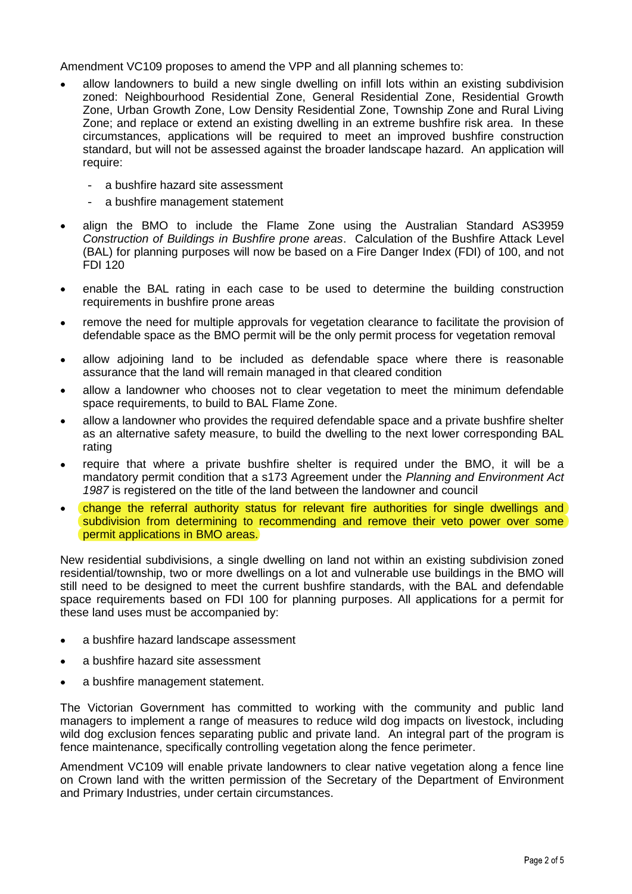Amendment VC109 proposes to amend the VPP and all planning schemes to:

- allow landowners to build a new single dwelling on infill lots within an existing subdivision zoned: Neighbourhood Residential Zone, General Residential Zone, Residential Growth Zone, Urban Growth Zone, Low Density Residential Zone, Township Zone and Rural Living Zone; and replace or extend an existing dwelling in an extreme bushfire risk area. In these circumstances, applications will be required to meet an improved bushfire construction standard, but will not be assessed against the broader landscape hazard. An application will require:
  - a bushfire hazard site assessment
  - a bushfire management statement
- align the BMO to include the Flame Zone using the Australian Standard AS3959 *Construction of Buildings in Bushfire prone areas*. Calculation of the Bushfire Attack Level (BAL) for planning purposes will now be based on a Fire Danger Index (FDI) of 100, and not FDI 120
- enable the BAL rating in each case to be used to determine the building construction requirements in bushfire prone areas
- remove the need for multiple approvals for vegetation clearance to facilitate the provision of defendable space as the BMO permit will be the only permit process for vegetation removal
- allow adjoining land to be included as defendable space where there is reasonable assurance that the land will remain managed in that cleared condition
- allow a landowner who chooses not to clear vegetation to meet the minimum defendable space requirements, to build to BAL Flame Zone.
- allow a landowner who provides the required defendable space and a private bushfire shelter as an alternative safety measure, to build the dwelling to the next lower corresponding BAL rating
- require that where a private bushfire shelter is required under the BMO, it will be a mandatory permit condition that a s173 Agreement under the *Planning and Environment Act 1987* is registered on the title of the land between the landowner and council
- change the referral authority status for relevant fire authorities for single dwellings and subdivision from determining to recommending and remove their veto power over some permit applications in BMO areas.

New residential subdivisions, a single dwelling on land not within an existing subdivision zoned residential/township, two or more dwellings on a lot and vulnerable use buildings in the BMO will still need to be designed to meet the current bushfire standards, with the BAL and defendable space requirements based on FDI 100 for planning purposes. All applications for a permit for these land uses must be accompanied by:

- a bushfire hazard landscape assessment
- a bushfire hazard site assessment
- a bushfire management statement.

The Victorian Government has committed to working with the community and public land managers to implement a range of measures to reduce wild dog impacts on livestock, including wild dog exclusion fences separating public and private land. An integral part of the program is fence maintenance, specifically controlling vegetation along the fence perimeter.

Amendment VC109 will enable private landowners to clear native vegetation along a fence line on Crown land with the written permission of the Secretary of the Department of Environment and Primary Industries, under certain circumstances.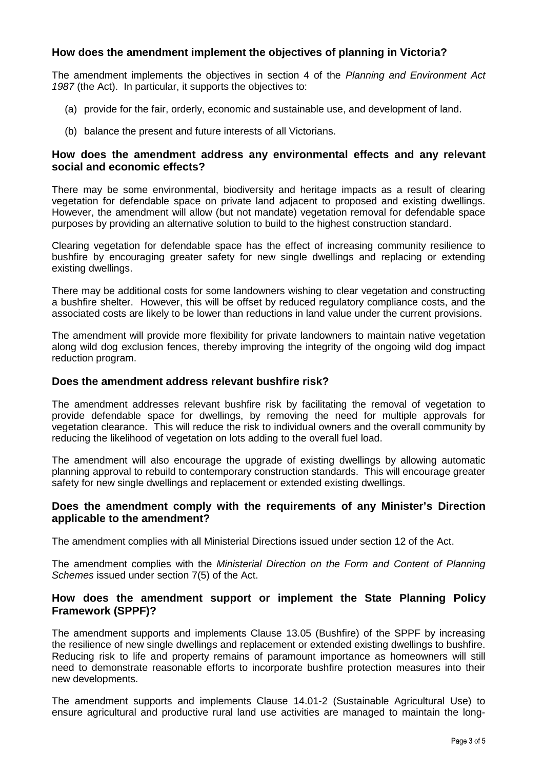### How does the amendment implement the objectives of planning in Victoria?

The amendment implements the objectives in section 4 of the *Planning and Environment Act 1987* (the Act). In particular, it supports the objectives to:

(a) provide for the fair, orderly, economic and sustainable use, and development of land.

(b) balance the present and future interests of all Victorians.

### How does the amendment address any environmental effects and any relevant social and economic effects?

There may be some environmental, biodiversity and heritage impacts as a result of clearing vegetation for defendable space on private land adjacent to proposed and existing dwellings. However, the amendment will allow (but not mandate) vegetation removal for defendable space purposes by providing an alternative solution to build to the highest construction standard.

Clearing vegetation for defendable space has the effect of increasing community resilience to bushfire by encouraging greater safety for new single dwellings and replacing or extending existing dwellings.

There may be additional costs for some landowners wishing to clear vegetation and constructing a bushfire shelter. However, this will be offset by reduced regulatory compliance costs, and the associated costs are likely to be lower than reductions in land value under the current provisions.

The amendment will provide more flexibility for private landowners to maintain native vegetation along wild dog exclusion fences, thereby improving the integrity of the ongoing wild dog impact reduction program.

### Does the amendment address relevant bushfire risk?

The amendment addresses relevant bushfire risk by facilitating the removal of vegetation to provide defendable space for dwellings, by removing the need for multiple approvals for vegetation clearance. This will reduce the risk to individual owners and the overall community by reducing the likelihood of vegetation on lots adding to the overall fuel load.

The amendment will also encourage the upgrade of existing dwellings by allowing automatic planning approval to rebuild to contemporary construction standards. This will encourage greater safety for new single dwellings and replacement or extended existing dwellings.

### Does the amendment comply with the requirements of any Minister's Direction applicable to the amendment?

The amendment complies with all Ministerial Directions issued under section 12 of the Act.

The amendment complies with the *Ministerial Direction on the Form and Content of Planning Schemes* issued under section 7(5) of the Act.

### How does the amendment support or implement the State Planning Policy Framework (SPPF)?

The amendment supports and implements Clause 13.05 (Bushfire) of the SPPF by increasing the resilience of new single dwellings and replacement or extended existing dwellings to bushfire. Reducing risk to life and property remains of paramount importance as homeowners will still need to demonstrate reasonable efforts to incorporate bushfire protection measures into their new developments.

The amendment supports and implements Clause 14.01-2 (Sustainable Agricultural Use) to ensure agricultural and productive rural land use activities are managed to maintain the long-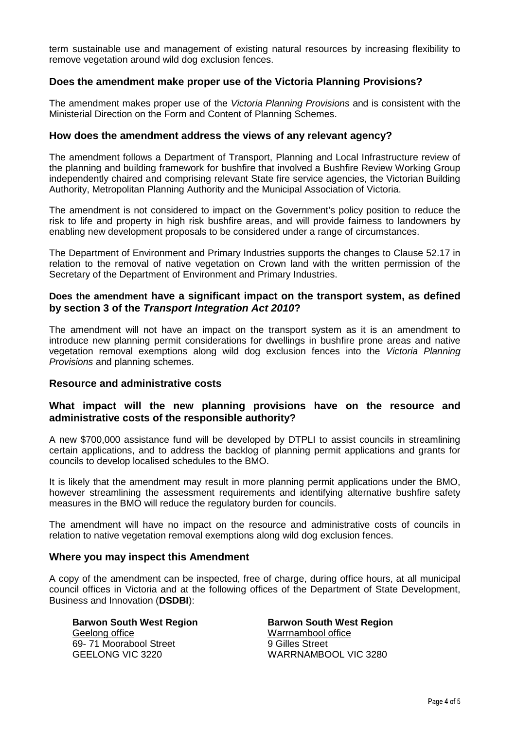term sustainable use and management of existing natural resources by increasing flexibility to remove vegetation around wild dog exclusion fences.

### Does the amendment make proper use of the Victoria Planning Provisions?

The amendment makes proper use of the *Victoria Planning Provisions* and is consistent with the Ministerial Direction on the Form and Content of Planning Schemes.

### How does the amendment address the views of any relevant agency?

The amendment follows a Department of Transport, Planning and Local Infrastructure review of the planning and building framework for bushfire that involved a Bushfire Review Working Group independently chaired and comprising relevant State fire service agencies, the Victorian Building Authority, Metropolitan Planning Authority and the Municipal Association of Victoria.

The amendment is not considered to impact on the Government's policy position to reduce the risk to life and property in high risk bushfire areas, and will provide fairness to landowners by enabling new development proposals to be considered under a range of circumstances.

The Department of Environment and Primary Industries supports the changes to Clause 52.17 in relation to the removal of native vegetation on Crown land with the written permission of the Secretary of the Department of Environment and Primary Industries.

### Does the amendment have a significant impact on the transport system, as defined by section 3 of the *Transport Integration Act 2010*?

The amendment will not have an impact on the transport system as it is an amendment to introduce new planning permit considerations for dwellings in bushfire prone areas and native vegetation removal exemptions along wild dog exclusion fences into the *Victoria Planning Provisions* and planning schemes.

### Resource and administrative costs

### What impact will the new planning provisions have on the resource and administrative costs of the responsible authority?

A new $700,000 assistance fund will be developed by DTPLI to assist councils in streamlining certain applications, and to address the backlog of planning permit applications and grants for councils to develop localised schedules to the BMO.

It is likely that the amendment may result in more planning permit applications under the BMO, however streamlining the assessment requirements and identifying alternative bushfire safety measures in the BMO will reduce the regulatory burden for councils.

The amendment will have no impact on the resource and administrative costs of councils in relation to native vegetation removal exemptions along wild dog exclusion fences.

### Where you may inspect this Amendment

A copy of the amendment can be inspected, free of charge, during office hours, at all municipal council offices in Victoria and at the following offices of the Department of State Development, Business and Innovation (**DSDBI**):

**Barwon South West Region**
Geelong office
69- 71 Moorabool Street
GEELONG VIC 3220

**Barwon South West Region**
Warrnambool office
9 Gilles Street
WARRNAMBOOL VIC 3280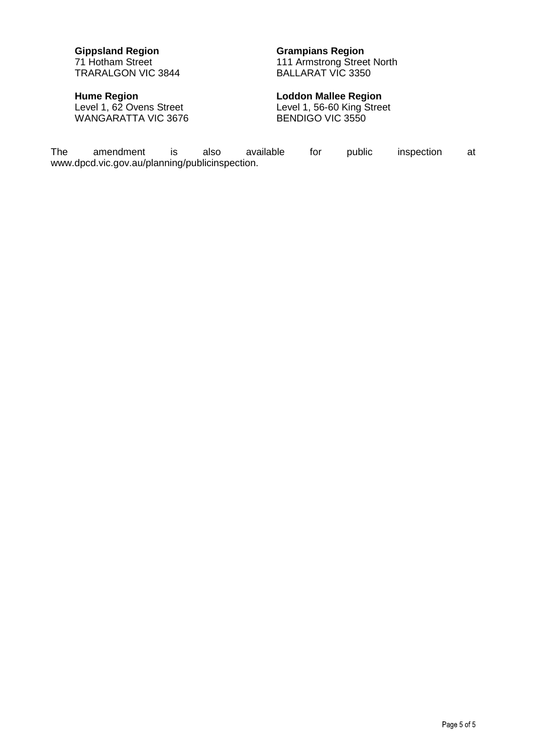**Gippsland Region**
71 Hotham Street
TRARALGON VIC 3844

**Grampians Region**
111 Armstrong Street North
BALLARAT VIC 3350

**Hume Region**
Level 1, 62 Ovens Street
WANGARATTA VIC 3676

**Loddon Mallee Region**
Level 1, 56-60 King Street
BENDIGO VIC 3550

The amendment is also available for public inspection at www.dpcd.vic.gov.au/planning/publicinspection.